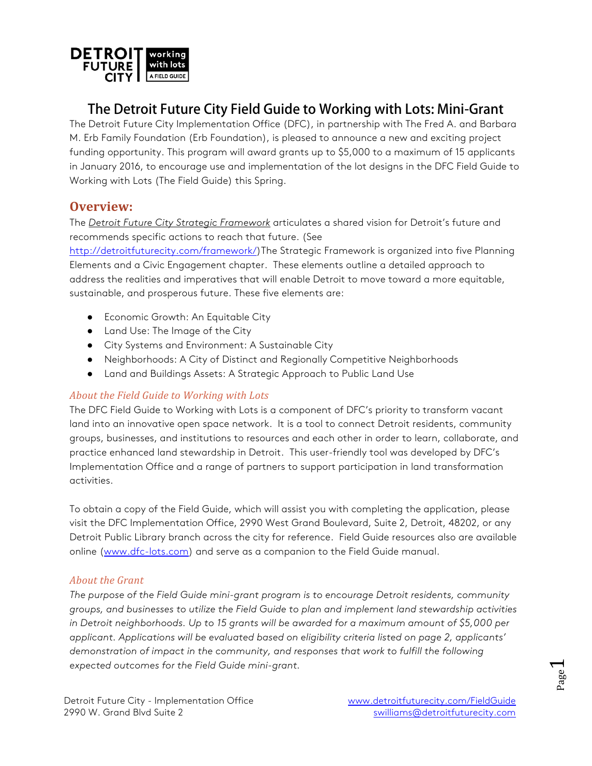DETROIT FUTURE CITY | working with lots A FIELD GUIDE

# The Detroit Future City Field Guide to Working with Lots: Mini-Grant

The Detroit Future City Implementation Office (DFC), in partnership with The Fred A. and Barbara M. Erb Family Foundation (Erb Foundation), is pleased to announce a new and exciting project funding opportunity. This program will award grants up to $5,000 to a maximum of 15 applicants in January 2016, to encourage use and implementation of the lot designs in the DFC Field Guide to Working with Lots (The Field Guide) this Spring.

## Overview:

The *Detroit Future City Strategic Framework* articulates a shared vision for Detroit's future and recommends specific actions to reach that future. (See http://detroitfuturecity.com/framework/)The Strategic Framework is organized into five Planning Elements and a Civic Engagement chapter. These elements outline a detailed approach to address the realities and imperatives that will enable Detroit to move toward a more equitable, sustainable, and prosperous future. These five elements are:

- Economic Growth: An Equitable City
- Land Use: The Image of the City
- City Systems and Environment: A Sustainable City
- Neighborhoods: A City of Distinct and Regionally Competitive Neighborhoods
- Land and Buildings Assets: A Strategic Approach to Public Land Use

### *About the Field Guide to Working with Lots*

The DFC Field Guide to Working with Lots is a component of DFC's priority to transform vacant land into an innovative open space network. It is a tool to connect Detroit residents, community groups, businesses, and institutions to resources and each other in order to learn, collaborate, and practice enhanced land stewardship in Detroit. This user-friendly tool was developed by DFC's Implementation Office and a range of partners to support participation in land transformation activities.

To obtain a copy of the Field Guide, which will assist you with completing the application, please visit the DFC Implementation Office, 2990 West Grand Boulevard, Suite 2, Detroit, 48202, or any Detroit Public Library branch across the city for reference. Field Guide resources also are available online (www.dfc-lots.com) and serve as a companion to the Field Guide manual.

### *About the Grant*

*The purpose of the Field Guide mini-grant program is to encourage Detroit residents, community groups, and businesses to utilize the Field Guide to plan and implement land stewardship activities in Detroit neighborhoods. Up to 15 grants will be awarded for a maximum amount of $5,000 per applicant. Applications will be evaluated based on eligibility criteria listed on page 2, applicants' demonstration of impact in the community, and responses that work to fulfill the following expected outcomes for the Field Guide mini-grant.*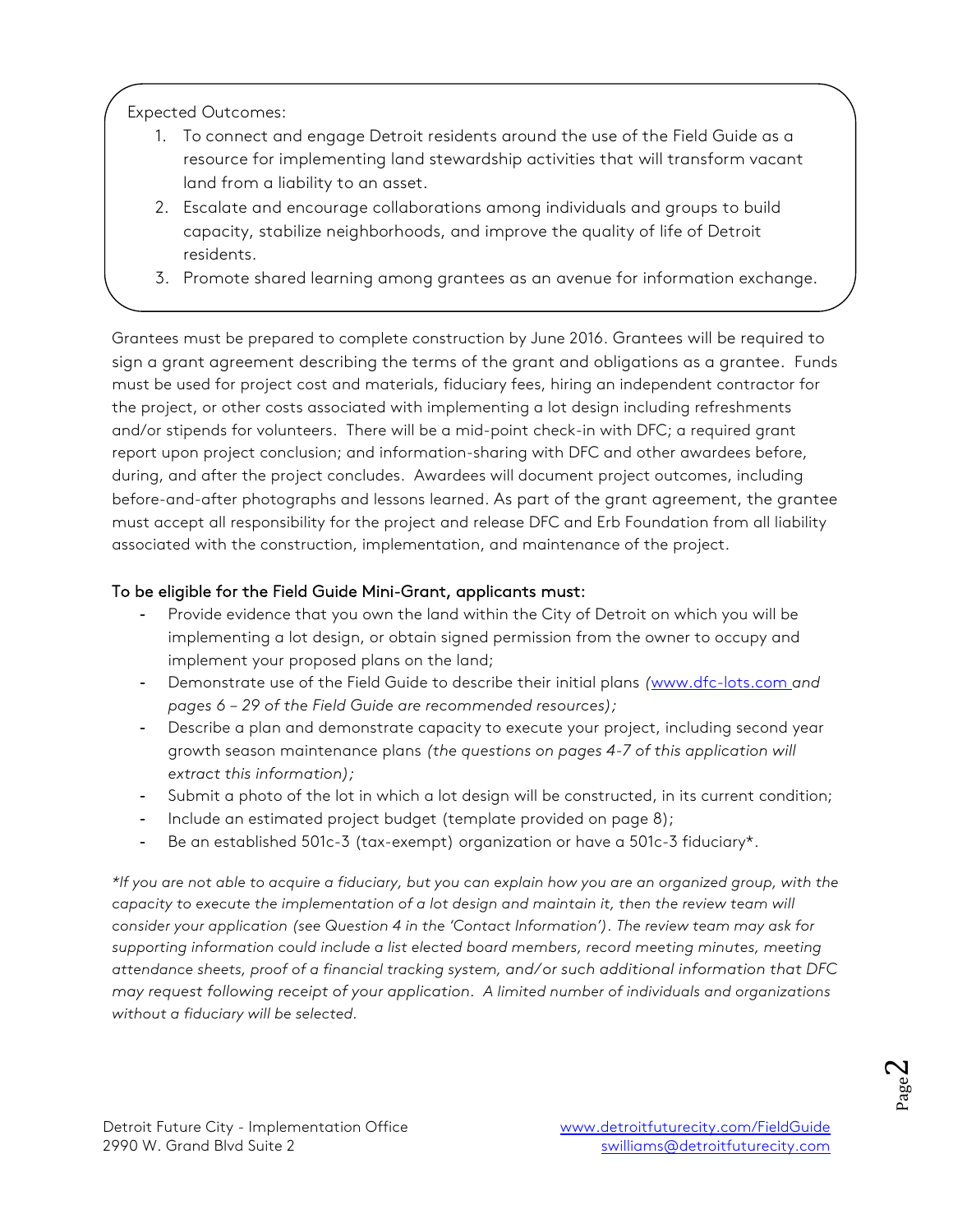Expected Outcomes:

1. To connect and engage Detroit residents around the use of the Field Guide as a resource for implementing land stewardship activities that will transform vacant land from a liability to an asset.
2. Escalate and encourage collaborations among individuals and groups to build capacity, stabilize neighborhoods, and improve the quality of life of Detroit residents.
3. Promote shared learning among grantees as an avenue for information exchange.

Grantees must be prepared to complete construction by June 2016. Grantees will be required to sign a grant agreement describing the terms of the grant and obligations as a grantee. Funds must be used for project cost and materials, fiduciary fees, hiring an independent contractor for the project, or other costs associated with implementing a lot design including refreshments and/or stipends for volunteers. There will be a mid-point check-in with DFC; a required grant report upon project conclusion; and information-sharing with DFC and other awardees before, during, and after the project concludes. Awardees will document project outcomes, including before-and-after photographs and lessons learned. As part of the grant agreement, the grantee must accept all responsibility for the project and release DFC and Erb Foundation from all liability associated with the construction, implementation, and maintenance of the project.

**To be eligible for the Field Guide Mini-Grant, applicants must:**

- Provide evidence that you own the land within the City of Detroit on which you will be implementing a lot design, or obtain signed permission from the owner to occupy and implement your proposed plans on the land;
- Demonstrate use of the Field Guide to describe their initial plans *(www.dfc-lots.com and pages 6 – 29 of the Field Guide are recommended resources);*
- Describe a plan and demonstrate capacity to execute your project, including second year growth season maintenance plans *(the questions on pages 4-7 of this application will extract this information);*
- Submit a photo of the lot in which a lot design will be constructed, in its current condition;
- Include an estimated project budget (template provided on page 8);
- Be an established 501c-3 (tax-exempt) organization or have a 501c-3 fiduciary*.

*\*If you are not able to acquire a fiduciary, but you can explain how you are an organized group, with the capacity to execute the implementation of a lot design and maintain it, then the review team will consider your application (see Question 4 in the 'Contact Information'). The review team may ask for supporting information could include a list elected board members, record meeting minutes, meeting attendance sheets, proof of a financial tracking system, and/or such additional information that DFC may request following receipt of your application. A limited number of individuals and organizations without a fiduciary will be selected.*

Detroit Future City - Implementation Office
2990 W. Grand Blvd Suite 2

www.detroitfuturecity.com/FieldGuide
swilliams@detroitfuturecity.com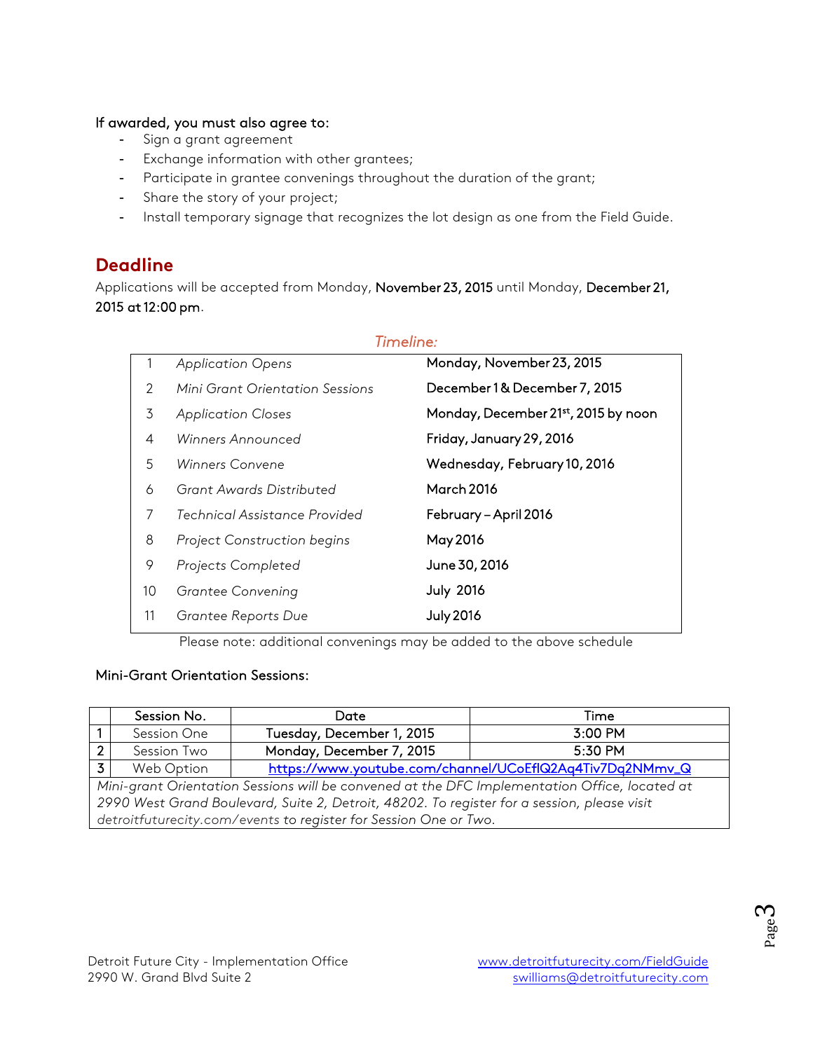**If awarded, you must also agree to:**

- Sign a grant agreement
- Exchange information with other grantees;
- Participate in grantee convenings throughout the duration of the grant;
- Share the story of your project;
- Install temporary signage that recognizes the lot design as one from the Field Guide.

## Deadline

Applications will be accepted from Monday, **November 23, 2015** until Monday, **December 21, 2015 at 12:00 pm**.

*Timeline:*

| | | |
|---|---|---|
| 1 | *Application Opens* | Monday, November 23, 2015 |
| 2 | *Mini Grant Orientation Sessions* | December 1 & December 7, 2015 |
| 3 | *Application Closes* | Monday, December 21st, 2015 by noon |
| 4 | *Winners Announced* | Friday, January 29, 2016 |
| 5 | *Winners Convene* | Wednesday, February 10, 2016 |
| 6 | *Grant Awards Distributed* | March 2016 |
| 7 | *Technical Assistance Provided* | February – April 2016 |
| 8 | *Project Construction begins* | May 2016 |
| 9 | *Projects Completed* | June 30, 2016 |
| 10 | *Grantee Convening* | July 2016 |
| 11 | *Grantee Reports Due* | July 2016 |

Please note: additional convenings may be added to the above schedule

Mini-Grant Orientation Sessions:

| | Session No. | Date | Time |
|---|---|---|---|
| 1 | Session One | Tuesday, December 1, 2015 | 3:00 PM |
| 2 | Session Two | Monday, December 7, 2015 | 5:30 PM |
| 3 | Web Option | https://www.youtube.com/channel/UCoEflQ2Aq4Tiv7Dq2NMmv_Q | |

*Mini-grant Orientation Sessions will be convened at the DFC Implementation Office, located at 2990 West Grand Boulevard, Suite 2, Detroit, 48202. To register for a session, please visit detroitfuturecity.com/events to register for Session One or Two.*

Detroit Future City - Implementation Office
2990 W. Grand Blvd Suite 2

www.detroitfuturecity.com/FieldGuide
swilliams@detroitfuturecity.com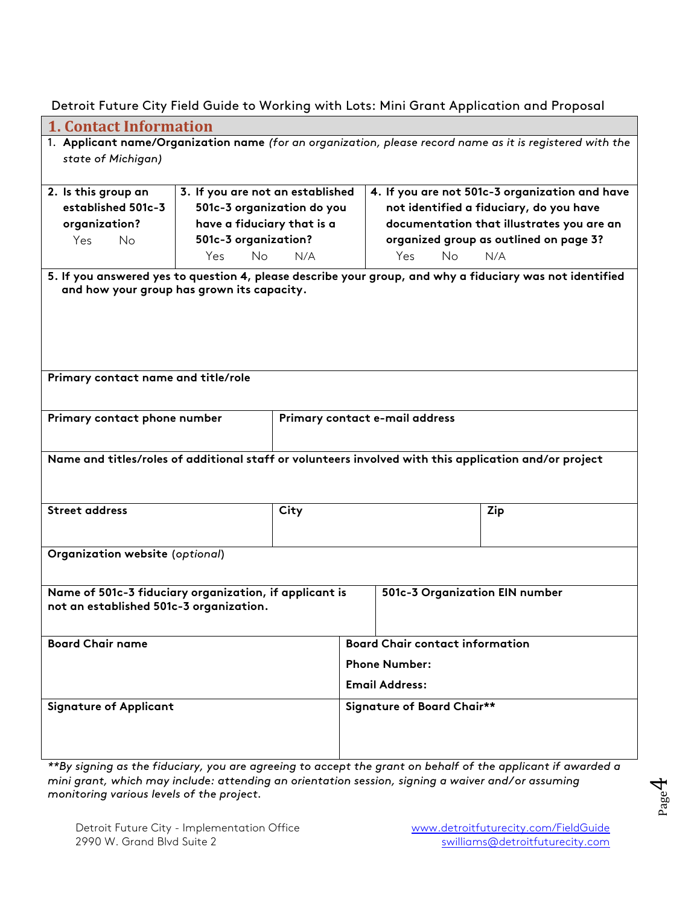Detroit Future City Field Guide to Working with Lots: Mini Grant Application and Proposal

## 1. Contact Information

1. **Applicant name/Organization name** *(for an organization, please record name as it is registered with the state of Michigan)*

| **2. Is this group an established 501c-3 organization?** Yes No | **3. If you are not an established 501c-3 organization do you have a fiduciary that is a 501c-3 organization?** Yes No N/A | **4. If you are not 501c-3 organization and have not identified a fiduciary, do you have documentation that illustrates you are an organized group as outlined on page 3?** Yes No N/A |
|---|---|---|

**5. If you answered yes to question 4, please describe your group, and why a fiduciary was not identified and how your group has grown its capacity.**

**Primary contact name and title/role**

| **Primary contact phone number** | **Primary contact e-mail address** |
|---|---|
| | |

**Name and titles/roles of additional staff or volunteers involved with this application and/or project**

| **Street address** | **City** | **Zip** |
|---|---|---|
| | | |

**Organization website** (*optional*)

| **Name of 501c-3 fiduciary organization, if applicant is not an established 501c-3 organization.** | **501c-3 Organization EIN number** |
|---|---|
| | |

| **Board Chair name** | **Board Chair contact information**<br>**Phone Number:**<br>**Email Address:** |
|---|---|
| **Signature of Applicant** | **Signature of Board Chair**** |

*\*\*By signing as the fiduciary, you are agreeing to accept the grant on behalf of the applicant if awarded a mini grant, which may include: attending an orientation session, signing a waiver and/or assuming monitoring various levels of the project.*

Detroit Future City - Implementation Office
2990 W. Grand Blvd Suite 2

www.detroitfuturecity.com/FieldGuide
swilliams@detroitfuturecity.com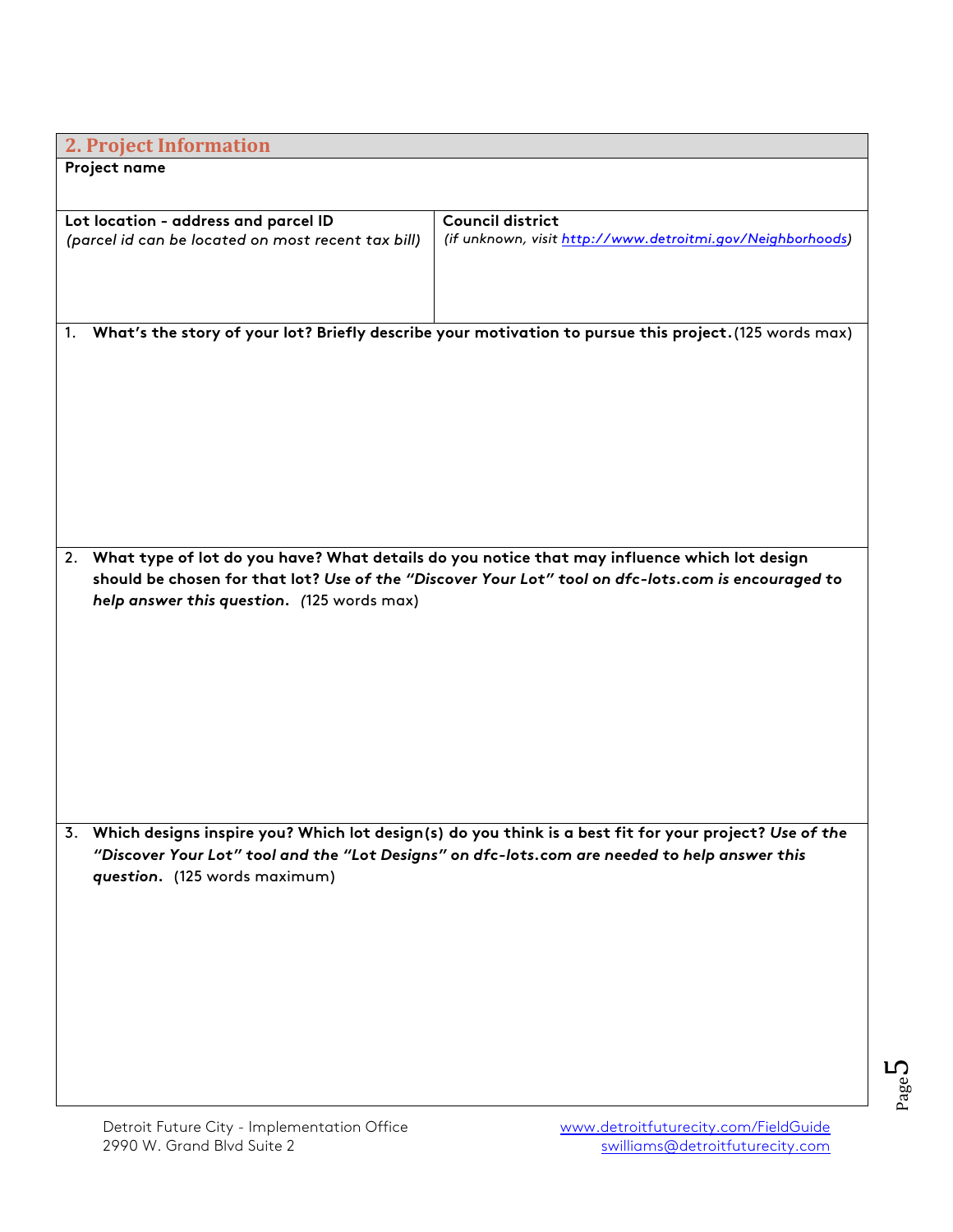## 2. Project Information

| **Project name** | |
|---|---|
| **Lot location - address and parcel ID** *(parcel id can be located on most recent tax bill)* | **Council district** *(if unknown, visit [http://www.detroitmi.gov/Neighborhoods](http://www.detroitmi.gov/Neighborhoods))* |

1. **What's the story of your lot? Briefly describe your motivation to pursue this project.** (125 words max)

2. **What type of lot do you have? What details do you notice that may influence which lot design should be chosen for that lot?** ***Use of the "Discover Your Lot" tool on dfc-lots.com is encouraged to help answer this question.*** (125 words max)

3. **Which designs inspire you? Which lot design(s) do you think is a best fit for your project?** ***Use of the "Discover Your Lot" tool and the "Lot Designs" on dfc-lots.com are needed to help answer this question.*** (125 words maximum)

Detroit Future City - Implementation Office
2990 W. Grand Blvd Suite 2

[www.detroitfuturecity.com/FieldGuide](http://www.detroitfuturecity.com/FieldGuide)
[swilliams@detroitfuturecity.com](mailto:swilliams@detroitfuturecity.com)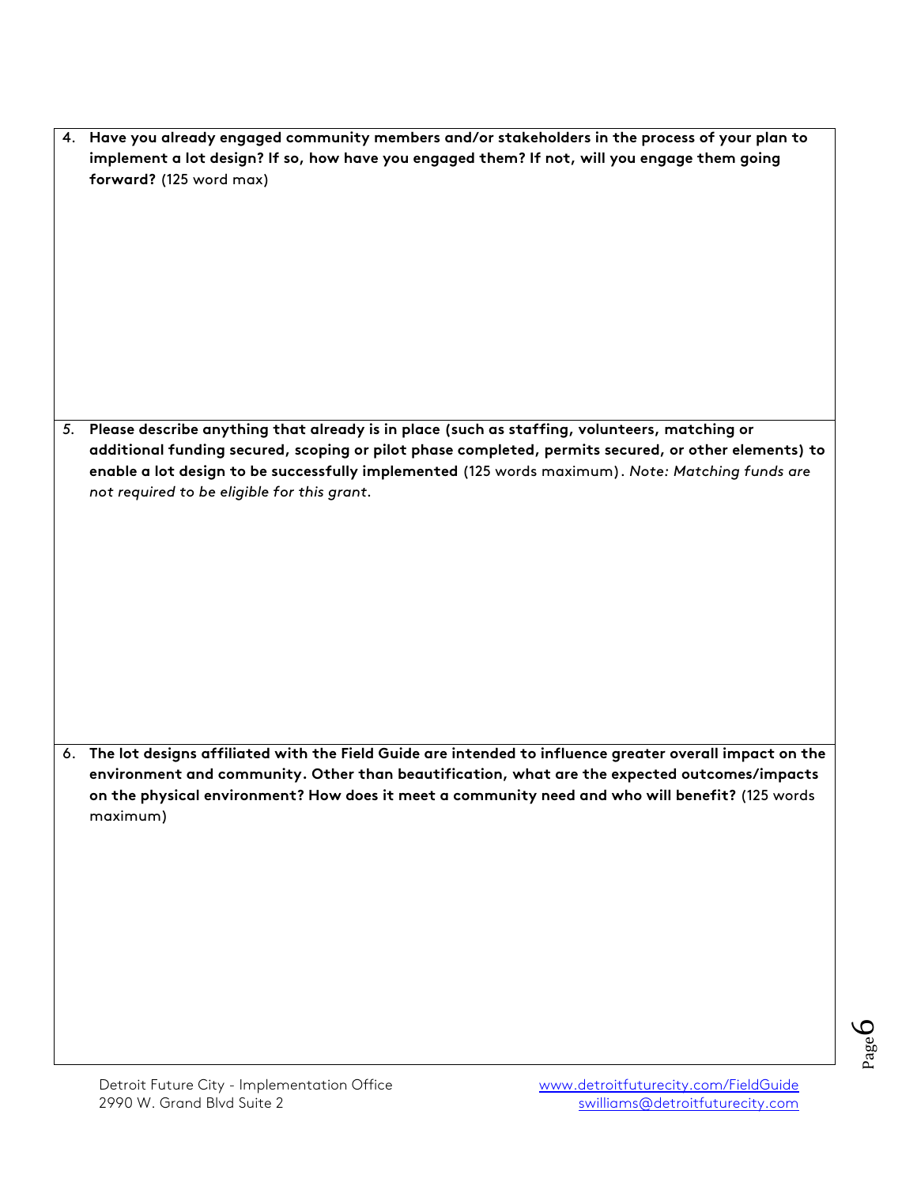4. **Have you already engaged community members and/or stakeholders in the process of your plan to implement a lot design? If so, how have you engaged them? If not, will you engage them going forward?** (125 word max)

5. **Please describe anything that already is in place (such as staffing, volunteers, matching or additional funding secured, scoping or pilot phase completed, permits secured, or other elements) to enable a lot design to be successfully implemented** (125 words maximum). *Note: Matching funds are not required to be eligible for this grant.*

6. **The lot designs affiliated with the Field Guide are intended to influence greater overall impact on the environment and community. Other than beautification, what are the expected outcomes/impacts on the physical environment? How does it meet a community need and who will benefit?** (125 words maximum)

Detroit Future City - Implementation Office
2990 W. Grand Blvd Suite 2

www.detroitfuturecity.com/FieldGuide
swilliams@detroitfuturecity.com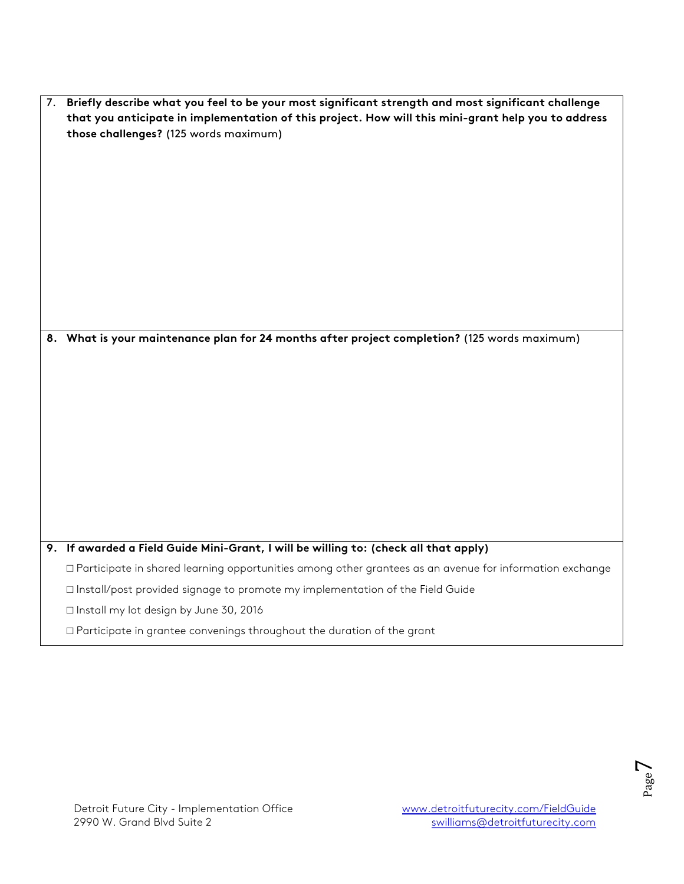7. **Briefly describe what you feel to be your most significant strength and most significant challenge that you anticipate in implementation of this project. How will this mini-grant help you to address those challenges?** (125 words maximum)

8. **What is your maintenance plan for 24 months after project completion?** (125 words maximum)

9. **If awarded a Field Guide Mini-Grant, I will be willing to: (check all that apply)**

   - ☐ Participate in shared learning opportunities among other grantees as an avenue for information exchange
   - ☐ Install/post provided signage to promote my implementation of the Field Guide
   - ☐ Install my lot design by June 30, 2016
   - ☐ Participate in grantee convenings throughout the duration of the grant

Detroit Future City - Implementation Office
2990 W. Grand Blvd Suite 2

www.detroitfuturecity.com/FieldGuide
swilliams@detroitfuturecity.com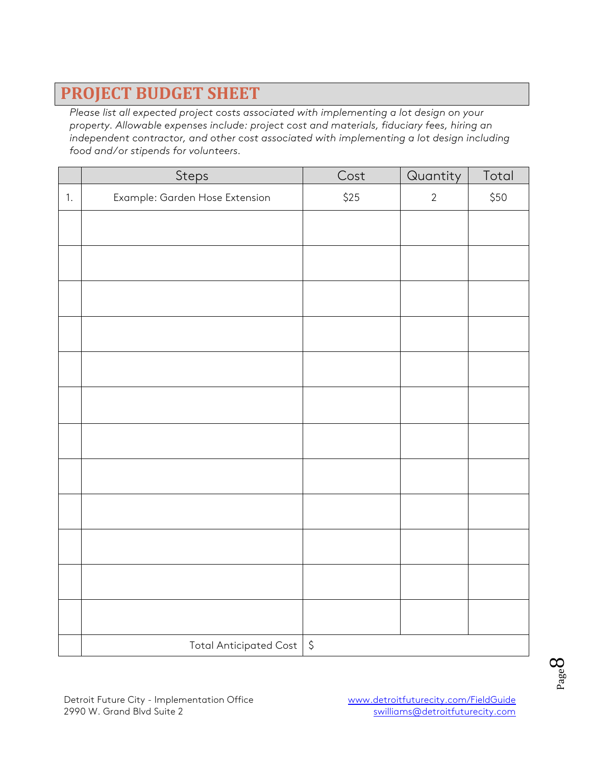# PROJECT BUDGET SHEET

*Please list all expected project costs associated with implementing a lot design on your property. Allowable expenses include: project cost and materials, fiduciary fees, hiring an independent contractor, and other cost associated with implementing a lot design including food and/or stipends for volunteers.*

| | Steps | Cost | Quantity | Total |
|---|---|---|---|---|
| 1. | Example: Garden Hose Extension | $25 | 2 | $50 |
| | | | | |
| | | | | |
| | | | | |
| | | | | |
| | | | | |
| | | | | |
| | | | | |
| | | | | |
| | | | | |
| | | | | |
| | | | | |
| | | | | |
| | Total Anticipated Cost | $ | | |

Detroit Future City - Implementation Office
2990 W. Grand Blvd Suite 2

www.detroitfuturecity.com/FieldGuide
swilliams@detroitfuturecity.com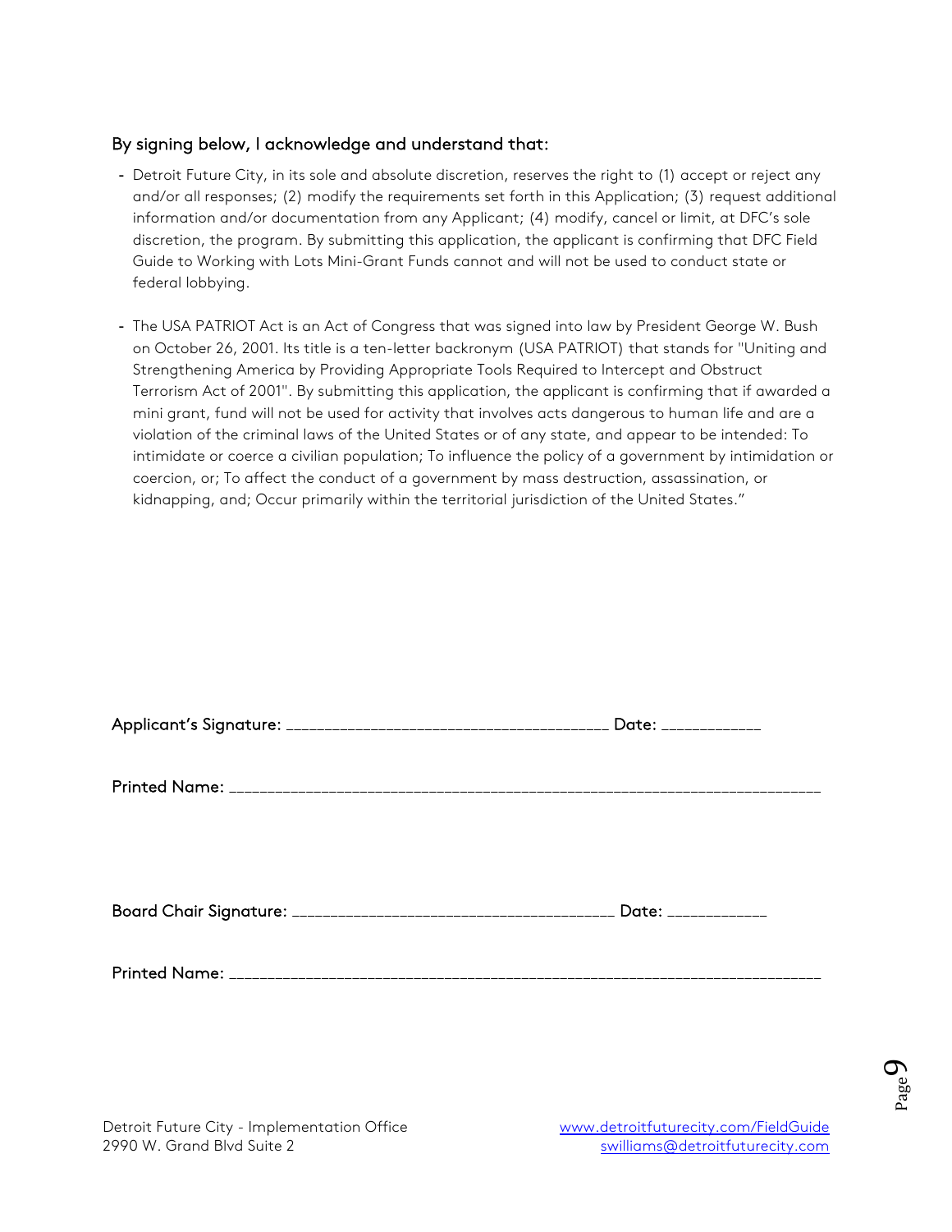### By signing below, I acknowledge and understand that:

- Detroit Future City, in its sole and absolute discretion, reserves the right to (1) accept or reject any and/or all responses; (2) modify the requirements set forth in this Application; (3) request additional information and/or documentation from any Applicant; (4) modify, cancel or limit, at DFC's sole discretion, the program. By submitting this application, the applicant is confirming that DFC Field Guide to Working with Lots Mini-Grant Funds cannot and will not be used to conduct state or federal lobbying.

- The USA PATRIOT Act is an Act of Congress that was signed into law by President George W. Bush on October 26, 2001. Its title is a ten-letter backronym (USA PATRIOT) that stands for "Uniting and Strengthening America by Providing Appropriate Tools Required to Intercept and Obstruct Terrorism Act of 2001". By submitting this application, the applicant is confirming that if awarded a mini grant, fund will not be used for activity that involves acts dangerous to human life and are a violation of the criminal laws of the United States or of any state, and appear to be intended: To intimidate or coerce a civilian population; To influence the policy of a government by intimidation or coercion, or; To affect the conduct of a government by mass destruction, assassination, or kidnapping, and; Occur primarily within the territorial jurisdiction of the United States."

Applicant's Signature: ______________________________________ Date: ____________

Printed Name: ________________________________________________________________________

Board Chair Signature: ______________________________________ Date: ____________

Printed Name: ________________________________________________________________________

Detroit Future City - Implementation Office
2990 W. Grand Blvd Suite 2

www.detroitfuturecity.com/FieldGuide
swilliams@detroitfuturecity.com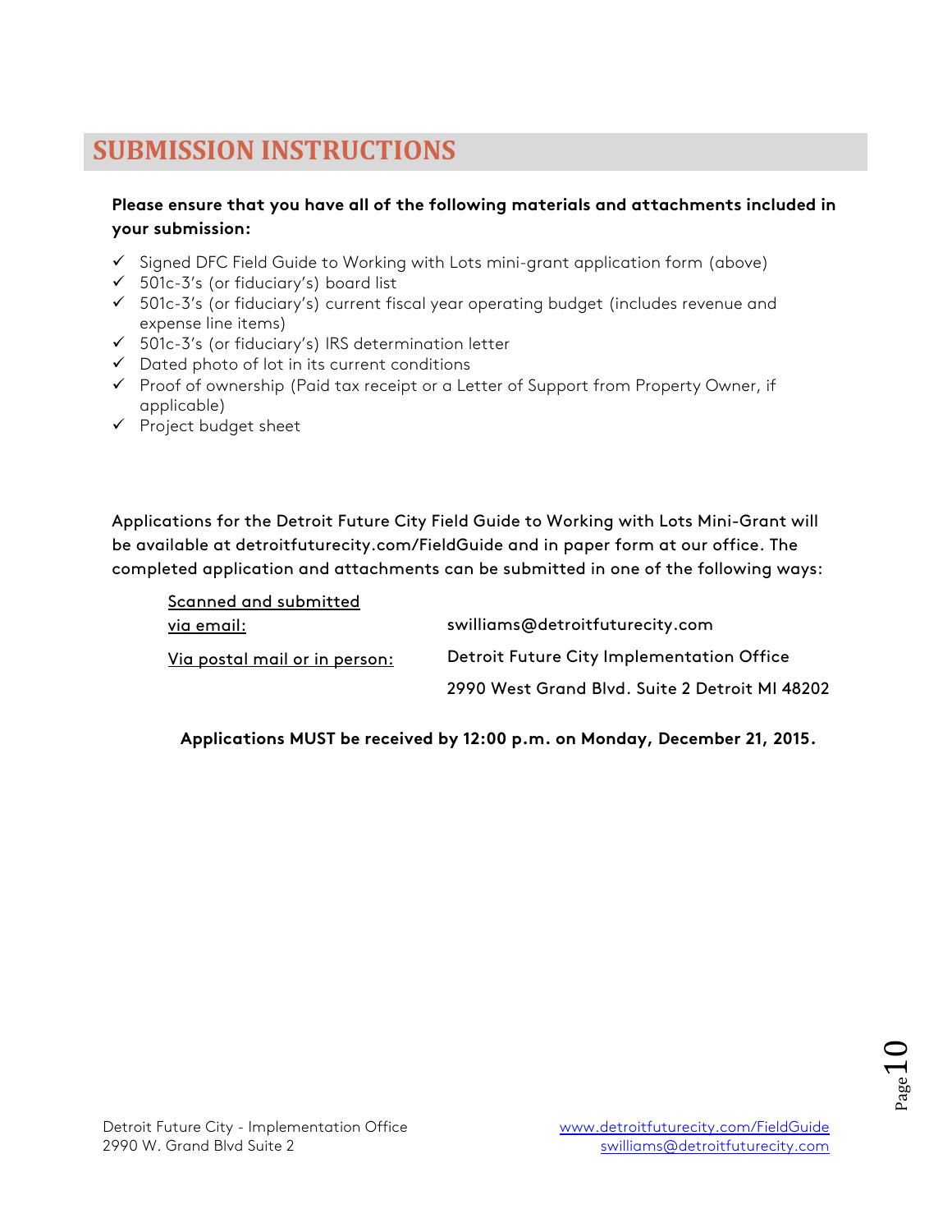## SUBMISSION INSTRUCTIONS

**Please ensure that you have all of the following materials and attachments included in your submission:**

- ✓ Signed DFC Field Guide to Working with Lots mini-grant application form (above)
- ✓ 501c-3's (or fiduciary's) board list
- ✓ 501c-3's (or fiduciary's) current fiscal year operating budget (includes revenue and expense line items)
- ✓ 501c-3's (or fiduciary's) IRS determination letter
- ✓ Dated photo of lot in its current conditions
- ✓ Proof of ownership (Paid tax receipt or a Letter of Support from Property Owner, if applicable)
- ✓ Project budget sheet

Applications for the Detroit Future City Field Guide to Working with Lots Mini-Grant will be available at detroitfuturecity.com/FieldGuide and in paper form at our office. The completed application and attachments can be submitted in one of the following ways:

| | |
|---|---|
| Scanned and submitted via email: | swilliams@detroitfuturecity.com |
| Via postal mail or in person: | Detroit Future City Implementation Office<br>2990 West Grand Blvd. Suite 2 Detroit MI 48202 |

**Applications MUST be received by 12:00 p.m. on Monday, December 21, 2015.**